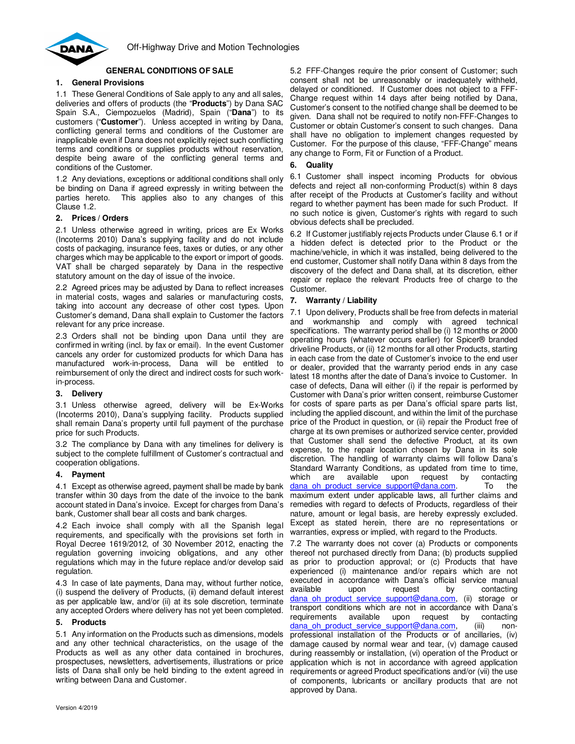Off-Highway Drive and Motion Technologies

# GENERAL CONDITIONS OF SALE

## 1. General Provisions

1.1 These General Conditions of Sale apply to any and all sales, deliveries and offers of products (the "**Products**") by Dana SAC Spain S.A., Ciempozuelos (Madrid), Spain ("**Dana**") to its customers ("**Customer**"). Unless accepted in writing by Dana, conflicting general terms and conditions of the Customer are inapplicable even if Dana does not explicitly reject such conflicting terms and conditions or supplies products without reservation, despite being aware of the conflicting general terms and conditions of the Customer.

1.2 Any deviations, exceptions or additional conditions shall only be binding on Dana if agreed expressly in writing between the parties hereto. This applies also to any changes of this Clause 1.2.

## 2. Prices / Orders

2.1 Unless otherwise agreed in writing, prices are Ex Works (Incoterms 2010) Dana's supplying facility and do not include costs of packaging, insurance fees, taxes or duties, or any other charges which may be applicable to the export or import of goods. VAT shall be charged separately by Dana in the respective statutory amount on the day of issue of the invoice.

2.2 Agreed prices may be adjusted by Dana to reflect increases in material costs, wages and salaries or manufacturing costs, taking into account any decrease of other cost types. Upon Customer's demand, Dana shall explain to Customer the factors relevant for any price increase.

2.3 Orders shall not be binding upon Dana until they are confirmed in writing (incl. by fax or email). In the event Customer cancels any order for customized products for which Dana has manufactured work-in-process, Dana will be entitled to reimbursement of only the direct and indirect costs for such work-in-process.

## 3. Delivery

3.1 Unless otherwise agreed, delivery will be Ex-Works (Incoterms 2010), Dana's supplying facility. Products supplied shall remain Dana's property until full payment of the purchase price for such Products.

3.2 The compliance by Dana with any timelines for delivery is subject to the complete fulfillment of Customer's contractual and cooperation obligations.

## 4. Payment

4.1 Except as otherwise agreed, payment shall be made by bank transfer within 30 days from the date of the invoice to the bank account stated in Dana's invoice. Except for charges from Dana's bank, Customer shall bear all costs and bank charges.

4.2 Each invoice shall comply with all the Spanish legal requirements, and specifically with the provisions set forth in Royal Decree 1619/2012, of 30 November 2012, enacting the regulation governing invoicing obligations, and any other regulations which may in the future replace and/or develop said regulation.

4.3 In case of late payments, Dana may, without further notice, (i) suspend the delivery of Products, (ii) demand default interest as per applicable law, and/or (ii) at its sole discretion, terminate any accepted Orders where delivery has not yet been completed.

## 5. Products

5.1 Any information on the Products such as dimensions, models and any other technical characteristics, on the usage of the Products as well as any other data contained in brochures, prospectuses, newsletters, advertisements, illustrations or price lists of Dana shall only be held binding to the extent agreed in writing between Dana and Customer.

5.2 FFF-Changes require the prior consent of Customer; such consent shall not be unreasonably or inadequately withheld, delayed or conditioned. If Customer does not object to a FFF-Change request within 14 days after being notified by Dana, Customer's consent to the notified change shall be deemed to be given. Dana shall not be required to notify non-FFF-Changes to Customer or obtain Customer's consent to such changes. Dana shall have no obligation to implement changes requested by Customer. For the purpose of this clause, "FFF-Change" means any change to Form, Fit or Function of a Product.

## 6. Quality

6.1 Customer shall inspect incoming Products for obvious defects and reject all non-conforming Product(s) within 8 days after receipt of the Products at Customer's facility and without regard to whether payment has been made for such Product. If no such notice is given, Customer's rights with regard to such obvious defects shall be precluded.

6.2 If Customer justifiably rejects Products under Clause 6.1 or if a hidden defect is detected prior to the Product or the machine/vehicle, in which it was installed, being delivered to the end customer, Customer shall notify Dana within 8 days from the discovery of the defect and Dana shall, at its discretion, either repair or replace the relevant Products free of charge to the Customer.

## 7. Warranty / Liability

7.1 Upon delivery, Products shall be free from defects in material and workmanship and comply with agreed technical specifications. The warranty period shall be (i) 12 months or 2000 operating hours (whatever occurs earlier) for Spicer® branded driveline Products, or (ii) 12 months for all other Products, starting in each case from the date of Customer's invoice to the end user or dealer, provided that the warranty period ends in any case latest 18 months after the date of Dana's invoice to Customer. In case of defects, Dana will either (i) if the repair is performed by Customer with Dana's prior written consent, reimburse Customer for costs of spare parts as per Dana's official spare parts list, including the applied discount, and within the limit of the purchase price of the Product in question, or (ii) repair the Product free of charge at its own premises or authorized service center, provided that Customer shall send the defective Product, at its own expense, to the repair location chosen by Dana in its sole discretion. The handling of warranty claims will follow Dana's Standard Warranty Conditions, as updated from time to time, which are available upon request by contacting dana_oh_product_service_support@dana.com. To the maximum extent under applicable laws, all further claims and remedies with regard to defects of Products, regardless of their nature, amount or legal basis, are hereby expressly excluded. Except as stated herein, there are no representations or warranties, express or implied, with regard to the Products.

7.2 The warranty does not cover (a) Products or components thereof not purchased directly from Dana; (b) products supplied as prior to production approval; or (c) Products that have experienced (i) maintenance and/or repairs which are not executed in accordance with Dana's official service manual available upon request by contacting dana_oh_product_service_support@dana.com, (ii) storage or transport conditions which are not in accordance with Dana's requirements available upon request by contacting dana_oh_product_service_support@dana.com, (iii) non-professional installation of the Products or of ancillaries, (iv) damage caused by normal wear and tear, (v) damage caused during reassembly or installation, (vi) operation of the Product or application which is not in accordance with agreed application requirements or agreed Product specifications and/or (vii) the use of components, lubricants or ancillary products that are not approved by Dana.

Version 4/2019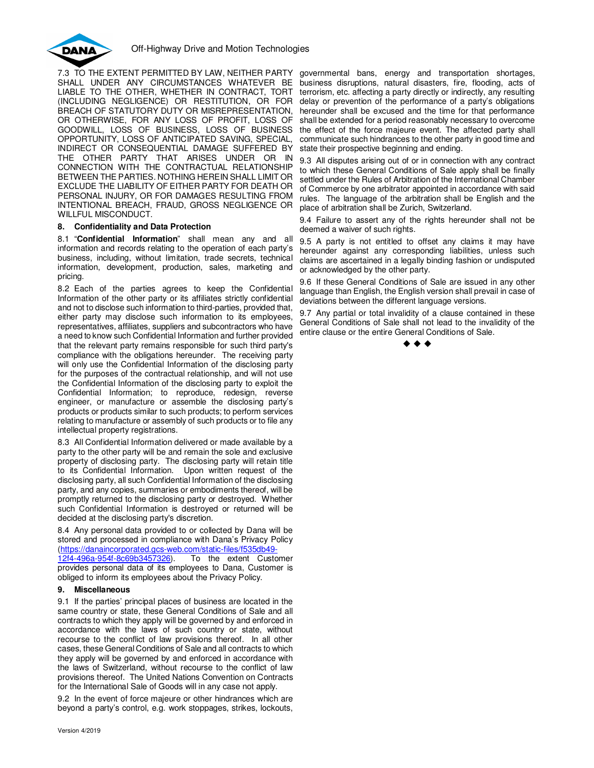7.3 TO THE EXTENT PERMITTED BY LAW, NEITHER PARTY SHALL UNDER ANY CIRCUMSTANCES WHATEVER BE LIABLE TO THE OTHER, WHETHER IN CONTRACT, TORT (INCLUDING NEGLIGENCE) OR RESTITUTION, OR FOR BREACH OF STATUTORY DUTY OR MISREPRESENTATION, OR OTHERWISE, FOR ANY LOSS OF PROFIT, LOSS OF GOODWILL, LOSS OF BUSINESS, LOSS OF BUSINESS OPPORTUNITY, LOSS OF ANTICIPATED SAVING, SPECIAL, INDIRECT OR CONSEQUENTIAL DAMAGE SUFFERED BY THE OTHER PARTY THAT ARISES UNDER OR IN CONNECTION WITH THE CONTRACTUAL RELATIONSHIP BETWEEN THE PARTIES. NOTHING HEREIN SHALL LIMIT OR EXCLUDE THE LIABILITY OF EITHER PARTY FOR DEATH OR PERSONAL INJURY, OR FOR DAMAGES RESULTING FROM INTENTIONAL BREACH, FRAUD, GROSS NEGLIGENCE OR WILLFUL MISCONDUCT.

## 8. Confidentiality and Data Protection

8.1 "**Confidential Information**" shall mean any and all information and records relating to the operation of each party's business, including, without limitation, trade secrets, technical information, development, production, sales, marketing and pricing.

8.2 Each of the parties agrees to keep the Confidential Information of the other party or its affiliates strictly confidential and not to disclose such information to third-parties, provided that, either party may disclose such information to its employees, representatives, affiliates, suppliers and subcontractors who have a need to know such Confidential Information and further provided that the relevant party remains responsible for such third party's compliance with the obligations hereunder. The receiving party will only use the Confidential Information of the disclosing party for the purposes of the contractual relationship, and will not use the Confidential Information of the disclosing party to exploit the Confidential Information; to reproduce, redesign, reverse engineer, or manufacture or assemble the disclosing party's products or products similar to such products; to perform services relating to manufacture or assembly of such products or to file any intellectual property registrations.

8.3 All Confidential Information delivered or made available by a party to the other party will be and remain the sole and exclusive property of disclosing party. The disclosing party will retain title to its Confidential Information. Upon written request of the disclosing party, all such Confidential Information of the disclosing party, and any copies, summaries or embodiments thereof, will be promptly returned to the disclosing party or destroyed. Whether such Confidential Information is destroyed or returned will be decided at the disclosing party's discretion.

8.4 Any personal data provided to or collected by Dana will be stored and processed in compliance with Dana's Privacy Policy (https://danaincorporated.gcs-web.com/static-files/f535db49-12f4-496a-954f-8c69b3457326). To the extent Customer provides personal data of its employees to Dana, Customer is obliged to inform its employees about the Privacy Policy.

## 9. Miscellaneous

9.1 If the parties' principal places of business are located in the same country or state, these General Conditions of Sale and all contracts to which they apply will be governed by and enforced in accordance with the laws of such country or state, without recourse to the conflict of law provisions thereof. In all other cases, these General Conditions of Sale and all contracts to which they apply will be governed by and enforced in accordance with the laws of Switzerland, without recourse to the conflict of law provisions thereof. The United Nations Convention on Contracts for the International Sale of Goods will in any case not apply.

9.2 In the event of force majeure or other hindrances which are beyond a party's control, e.g. work stoppages, strikes, lockouts, governmental bans, energy and transportation shortages, business disruptions, natural disasters, fire, flooding, acts of terrorism, etc. affecting a party directly or indirectly, any resulting delay or prevention of the performance of a party's obligations hereunder shall be excused and the time for that performance shall be extended for a period reasonably necessary to overcome the effect of the force majeure event. The affected party shall communicate such hindrances to the other party in good time and state their prospective beginning and ending.

9.3 All disputes arising out of or in connection with any contract to which these General Conditions of Sale apply shall be finally settled under the Rules of Arbitration of the International Chamber of Commerce by one arbitrator appointed in accordance with said rules. The language of the arbitration shall be English and the place of arbitration shall be Zurich, Switzerland.

9.4 Failure to assert any of the rights hereunder shall not be deemed a waiver of such rights.

9.5 A party is not entitled to offset any claims it may have hereunder against any corresponding liabilities, unless such claims are ascertained in a legally binding fashion or undisputed or acknowledged by the other party.

9.6 If these General Conditions of Sale are issued in any other language than English, the English version shall prevail in case of deviations between the different language versions.

9.7 Any partial or total invalidity of a clause contained in these General Conditions of Sale shall not lead to the invalidity of the entire clause or the entire General Conditions of Sale.

◆ ◆ ◆